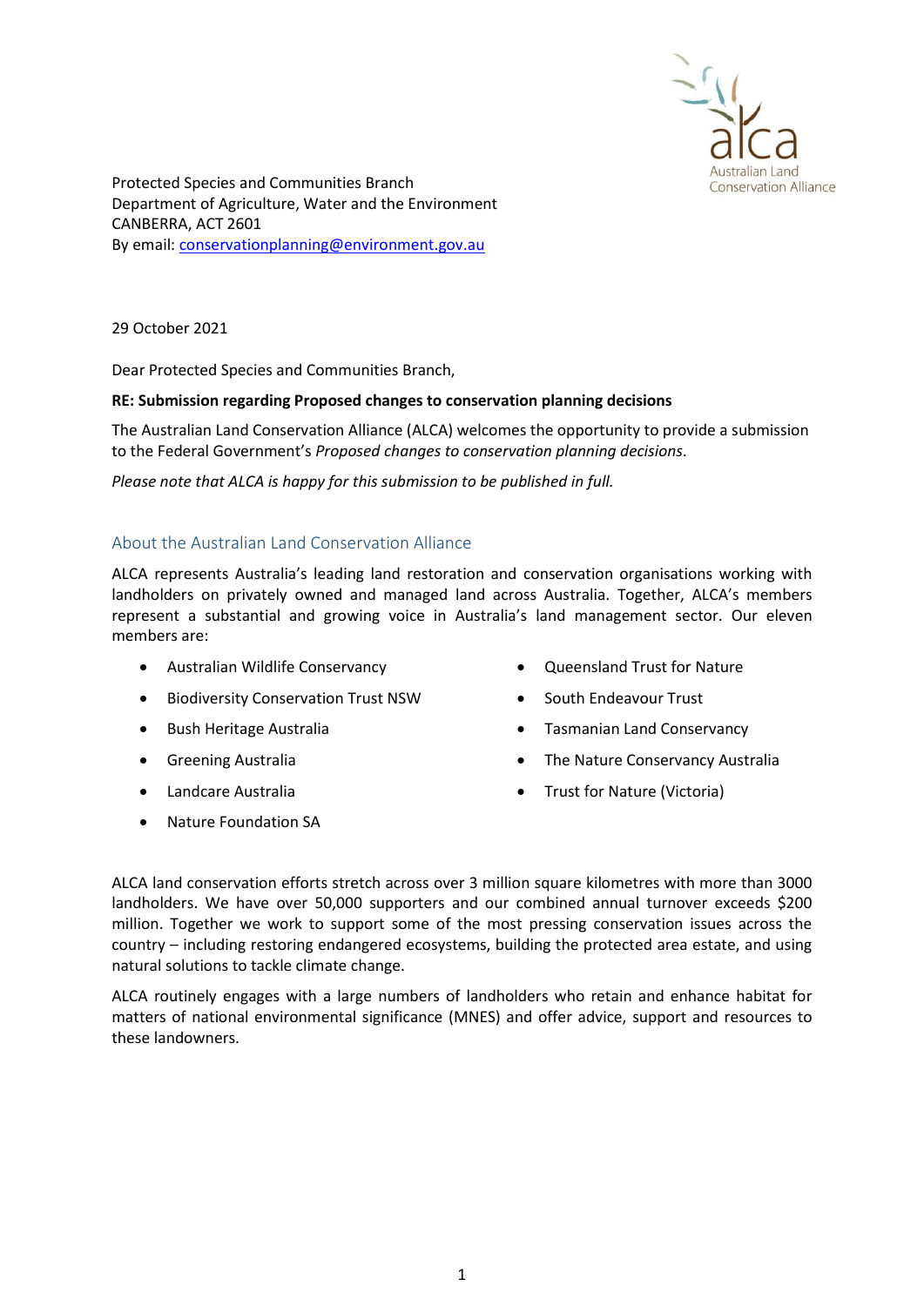Protected Species and Communities Branch
Department of Agriculture, Water and the Environment
CANBERRA, ACT 2601
By email: conservationplanning@environment.gov.au

29 October 2021

Dear Protected Species and Communities Branch,

**RE: Submission regarding Proposed changes to conservation planning decisions**

The Australian Land Conservation Alliance (ALCA) welcomes the opportunity to provide a submission to the Federal Government's *Proposed changes to conservation planning decisions*.

*Please note that ALCA is happy for this submission to be published in full.*

## About the Australian Land Conservation Alliance

ALCA represents Australia's leading land restoration and conservation organisations working with landholders on privately owned and managed land across Australia. Together, ALCA's members represent a substantial and growing voice in Australia's land management sector. Our eleven members are:

- Australian Wildlife Conservancy
- Biodiversity Conservation Trust NSW
- Bush Heritage Australia
- Greening Australia
- Landcare Australia
- Nature Foundation SA
- Queensland Trust for Nature
- South Endeavour Trust
- Tasmanian Land Conservancy
- The Nature Conservancy Australia
- Trust for Nature (Victoria)

ALCA land conservation efforts stretch across over 3 million square kilometres with more than 3000 landholders. We have over 50,000 supporters and our combined annual turnover exceeds $200 million. Together we work to support some of the most pressing conservation issues across the country – including restoring endangered ecosystems, building the protected area estate, and using natural solutions to tackle climate change.

ALCA routinely engages with a large numbers of landholders who retain and enhance habitat for matters of national environmental significance (MNES) and offer advice, support and resources to these landowners.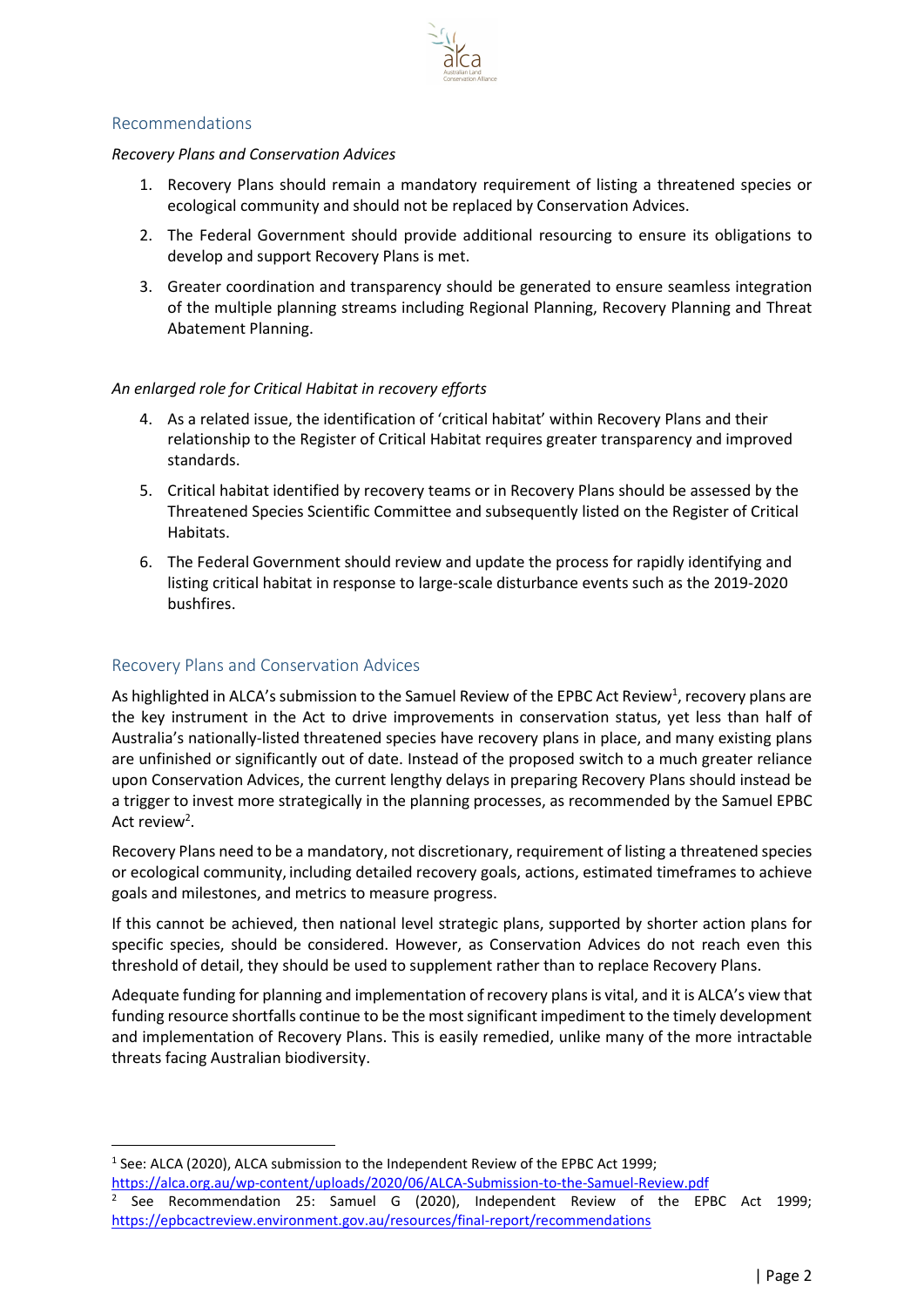## Recommendations

*Recovery Plans and Conservation Advices*

1. Recovery Plans should remain a mandatory requirement of listing a threatened species or ecological community and should not be replaced by Conservation Advices.
2. The Federal Government should provide additional resourcing to ensure its obligations to develop and support Recovery Plans is met.
3. Greater coordination and transparency should be generated to ensure seamless integration of the multiple planning streams including Regional Planning, Recovery Planning and Threat Abatement Planning.

*An enlarged role for Critical Habitat in recovery efforts*

4. As a related issue, the identification of 'critical habitat' within Recovery Plans and their relationship to the Register of Critical Habitat requires greater transparency and improved standards.
5. Critical habitat identified by recovery teams or in Recovery Plans should be assessed by the Threatened Species Scientific Committee and subsequently listed on the Register of Critical Habitats.
6. The Federal Government should review and update the process for rapidly identifying and listing critical habitat in response to large-scale disturbance events such as the 2019-2020 bushfires.

## Recovery Plans and Conservation Advices

As highlighted in ALCA's submission to the Samuel Review of the EPBC Act Review[1], recovery plans are the key instrument in the Act to drive improvements in conservation status, yet less than half of Australia's nationally-listed threatened species have recovery plans in place, and many existing plans are unfinished or significantly out of date. Instead of the proposed switch to a much greater reliance upon Conservation Advices, the current lengthy delays in preparing Recovery Plans should instead be a trigger to invest more strategically in the planning processes, as recommended by the Samuel EPBC Act review[2].

Recovery Plans need to be a mandatory, not discretionary, requirement of listing a threatened species or ecological community, including detailed recovery goals, actions, estimated timeframes to achieve goals and milestones, and metrics to measure progress.

If this cannot be achieved, then national level strategic plans, supported by shorter action plans for specific species, should be considered. However, as Conservation Advices do not reach even this threshold of detail, they should be used to supplement rather than to replace Recovery Plans.

Adequate funding for planning and implementation of recovery plans is vital, and it is ALCA's view that funding resource shortfalls continue to be the most significant impediment to the timely development and implementation of Recovery Plans. This is easily remedied, unlike many of the more intractable threats facing Australian biodiversity.

---

[1] See: ALCA (2020), ALCA submission to the Independent Review of the EPBC Act 1999; https://alca.org.au/wp-content/uploads/2020/06/ALCA-Submission-to-the-Samuel-Review.pdf

[2] See Recommendation 25: Samuel G (2020), Independent Review of the EPBC Act 1999; https://epbcactreview.environment.gov.au/resources/final-report/recommendations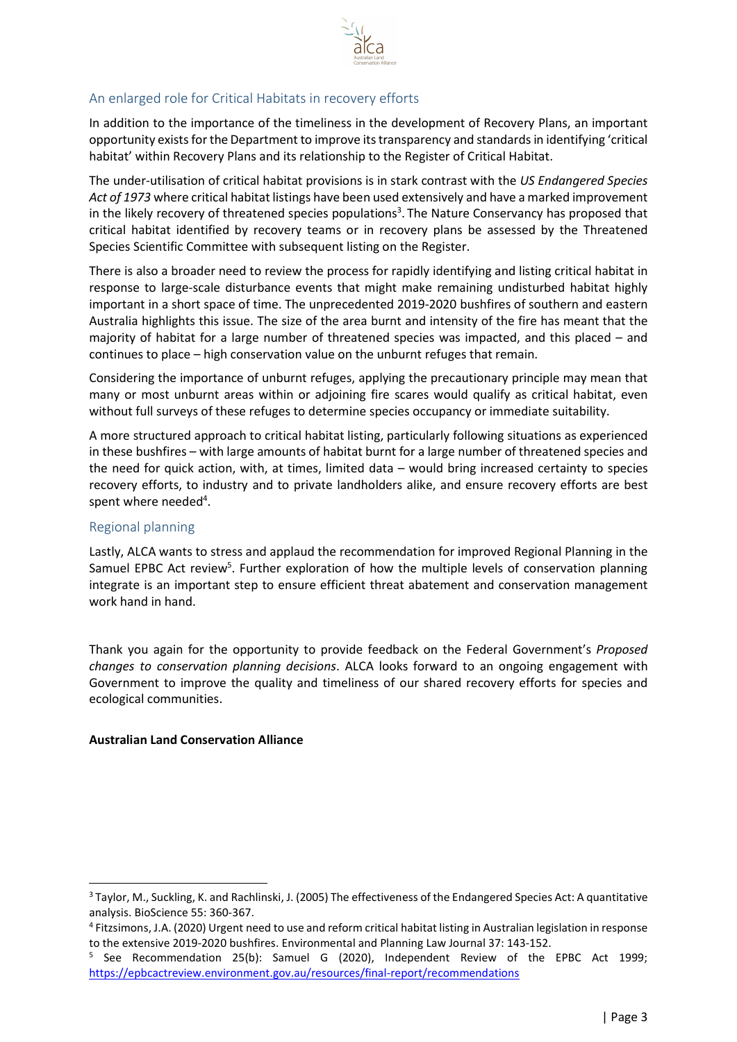## An enlarged role for Critical Habitats in recovery efforts

In addition to the importance of the timeliness in the development of Recovery Plans, an important opportunity exists for the Department to improve its transparency and standards in identifying 'critical habitat' within Recovery Plans and its relationship to the Register of Critical Habitat.

The under-utilisation of critical habitat provisions is in stark contrast with the *US Endangered Species Act of 1973* where critical habitat listings have been used extensively and have a marked improvement in the likely recovery of threatened species populations[3]. The Nature Conservancy has proposed that critical habitat identified by recovery teams or in recovery plans be assessed by the Threatened Species Scientific Committee with subsequent listing on the Register.

There is also a broader need to review the process for rapidly identifying and listing critical habitat in response to large-scale disturbance events that might make remaining undisturbed habitat highly important in a short space of time. The unprecedented 2019-2020 bushfires of southern and eastern Australia highlights this issue. The size of the area burnt and intensity of the fire has meant that the majority of habitat for a large number of threatened species was impacted, and this placed – and continues to place – high conservation value on the unburnt refuges that remain.

Considering the importance of unburnt refuges, applying the precautionary principle may mean that many or most unburnt areas within or adjoining fire scares would qualify as critical habitat, even without full surveys of these refuges to determine species occupancy or immediate suitability.

A more structured approach to critical habitat listing, particularly following situations as experienced in these bushfires – with large amounts of habitat burnt for a large number of threatened species and the need for quick action, with, at times, limited data – would bring increased certainty to species recovery efforts, to industry and to private landholders alike, and ensure recovery efforts are best spent where needed[4].

## Regional planning

Lastly, ALCA wants to stress and applaud the recommendation for improved Regional Planning in the Samuel EPBC Act review[5]. Further exploration of how the multiple levels of conservation planning integrate is an important step to ensure efficient threat abatement and conservation management work hand in hand.

Thank you again for the opportunity to provide feedback on the Federal Government's *Proposed changes to conservation planning decisions*. ALCA looks forward to an ongoing engagement with Government to improve the quality and timeliness of our shared recovery efforts for species and ecological communities.

**Australian Land Conservation Alliance**

---

[3] Taylor, M., Suckling, K. and Rachlinski, J. (2005) The effectiveness of the Endangered Species Act: A quantitative analysis. BioScience 55: 360-367.

[4] Fitzsimons, J.A. (2020) Urgent need to use and reform critical habitat listing in Australian legislation in response to the extensive 2019-2020 bushfires. Environmental and Planning Law Journal 37: 143-152.

[5] See Recommendation 25(b): Samuel G (2020), Independent Review of the EPBC Act 1999; https://epbcactreview.environment.gov.au/resources/final-report/recommendations